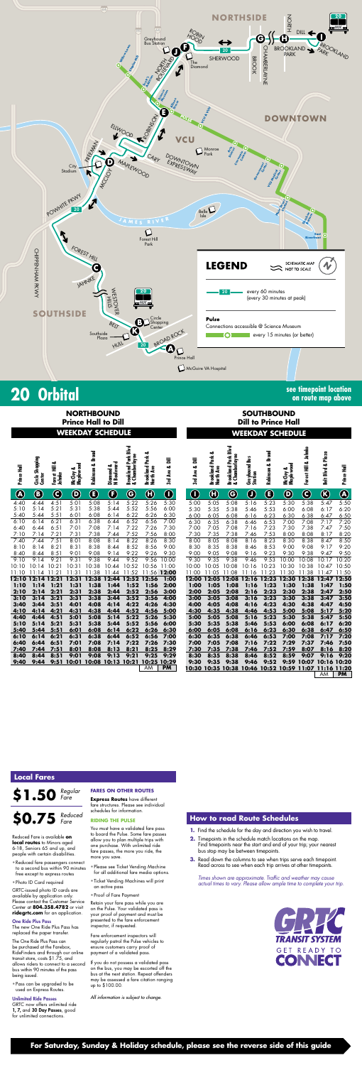# 20 Orbital

**see timepoint location on route map above**

## NORTHBOUND
### Prince Hall to Dill
### WEEKDAY SCHEDULE

| Prince Hall (A) | Circle Shopping Center (B) | Forest Hill & Jahnke (C) | McCloy & Maplewood (D) | Robinson & Broad (E) | Diamond & N Boulevard (F) | Brookland Park Blvd & Chamberlayne (G) | Brookland Park & North Ave (H) | 3rd Ave & Dill (I) |
|---|---|---|---|---|---|---|---|---|
| 4:40 | 4:44 | 4:51 | 5:01 | 5:08 | 5:14 | 5:22 | 5:26 | 5:30 |
| 5:10 | 5:14 | 5:21 | 5:31 | 5:38 | 5:44 | 5:52 | 5:56 | 6:00 |
| 5:40 | 5:44 | 5:51 | 6:01 | 6:08 | 6:14 | 6:22 | 6:26 | 6:30 |
| 6:10 | 6:14 | 6:21 | 6:31 | 6:38 | 6:44 | 6:52 | 6:56 | 7:00 |
| 6:40 | 6:44 | 6:51 | 7:01 | 7:08 | 7:14 | 7:22 | 7:26 | 7:30 |
| 7:10 | 7:14 | 7:21 | 7:31 | 7:38 | 7:44 | 7:52 | 7:56 | 8:00 |
| 7:40 | 7:44 | 7:51 | 8:01 | 8:08 | 8:14 | 8:22 | 8:26 | 8:30 |
| 8:10 | 8:14 | 8:21 | 8:31 | 8:38 | 8:44 | 8:52 | 8:56 | 9:00 |
| 8:40 | 8:44 | 8:51 | 9:01 | 9:08 | 9:14 | 9:22 | 9:26 | 9:30 |
| 9:10 | 9:14 | 9:21 | 9:31 | 9:38 | 9:44 | 9:52 | 9:56 | 10:00 |
| 10:10 | 10:14 | 10:21 | 10:31 | 10:38 | 10:44 | 10:52 | 10:56 | 11:00 |
| 11:10 | 11:14 | 11:21 | 11:31 | 11:38 | 11:44 | 11:52 | 11:56 | **12:00** |
| **12:10** | **12:14** | **12:21** | **12:31** | **12:38** | **12:44** | **12:52** | **12:56** | **1:00** |
| **1:10** | **1:14** | **1:21** | **1:31** | **1:38** | **1:44** | **1:52** | **1:56** | **2:00** |
| **2:10** | **2:14** | **2:21** | **2:31** | **2:38** | **2:44** | **2:52** | **2:56** | **3:00** |
| **3:10** | **3:14** | **3:21** | **3:31** | **3:38** | **3:44** | **3:52** | **3:56** | **4:00** |
| **3:40** | **3:44** | **3:51** | **4:01** | **4:08** | **4:14** | **4:22** | **4:26** | **4:30** |
| **4:10** | **4:14** | **4:21** | **4:31** | **4:38** | **4:44** | **4:52** | **4:56** | **5:00** |
| **4:40** | **4:44** | **4:51** | **5:01** | **5:08** | **5:14** | **5:22** | **5:26** | **5:30** |
| **5:10** | **5:14** | **5:21** | **5:31** | **5:38** | **5:44** | **5:52** | **5:56** | **6:00** |
| **5:40** | **5:44** | **5:51** | **6:01** | **6:08** | **6:14** | **6:22** | **6:26** | **6:30** |
| **6:10** | **6:14** | **6:21** | **6:31** | **6:38** | **6:44** | **6:52** | **6:56** | **7:00** |
| **6:40** | **6:44** | **6:51** | **7:01** | **7:08** | **7:14** | **7:22** | **7:26** | **7:30** |
| **7:40** | **7:44** | **7:51** | **8:01** | **8:08** | **8:13** | **8:21** | **8:25** | **8:29** |
| **8:40** | **8:44** | **8:51** | **9:01** | **9:08** | **9:13** | **9:21** | **9:25** | **9:29** |
| **9:40** | **9:44** | **9:51** | **10:01** | **10:08** | **10:13** | **10:21** | **10:25** | **10:29** |

AM **PM**

## SOUTHBOUND
### Dill to Prince Hall
### WEEKDAY SCHEDULE

| 3rd Ave & Dill (I) | Brookland Park & North Ave (H) | Brookland Park Blvd & Chamberlayne (G) | Greyhound Bus Station (J) | Robinson & Broad (E) | McCloy & Maplewood (D) | Forest Hill & Jahnke (C) | Belt Blvd & Plaza (K) | Prince Hall (A) |
|---|---|---|---|---|---|---|---|---|
| 5:00 | 5:05 | 5:08 | 5:16 | 5:23 | 5:30 | 5:38 | 5:47 | 5:50 |
| 5:30 | 5:35 | 5:38 | 5:46 | 5:53 | 6:00 | 6:08 | 6:17 | 6:20 |
| 6:00 | 6:05 | 6:08 | 6:16 | 6:23 | 6:30 | 6:38 | 6:47 | 6:50 |
| 6:30 | 6:35 | 6:38 | 6:46 | 6:53 | 7:00 | 7:08 | 7:17 | 7:20 |
| 7:00 | 7:05 | 7:08 | 7:16 | 7:23 | 7:30 | 7:38 | 7:47 | 7:50 |
| 7:30 | 7:35 | 7:38 | 7:46 | 7:53 | 8:00 | 8:08 | 8:17 | 8:20 |
| 8:00 | 8:05 | 8:08 | 8:16 | 8:23 | 8:30 | 8:38 | 8:47 | 8:50 |
| 8:30 | 8:35 | 8:38 | 8:46 | 8:53 | 9:00 | 9:08 | 9:17 | 9:20 |
| 9:00 | 9:05 | 9:08 | 9:16 | 9:23 | 9:30 | 9:38 | 9:47 | 9:50 |
| 9:30 | 9:35 | 9:38 | 9:46 | 9:53 | 10:00 | 10:08 | 10:17 | 10:20 |
| 10:00 | 10:05 | 10:08 | 10:16 | 10:23 | 10:30 | 10:38 | 10:47 | 10:50 |
| 11:00 | 11:05 | 11:08 | 11:16 | 11:23 | 11:30 | 11:38 | 11:47 | 11:50 |
| **12:00** | **12:05** | **12:08** | **12:16** | **12:23** | **12:30** | **12:38** | **12:47** | **12:50** |
| **1:00** | **1:05** | **1:08** | **1:16** | **1:23** | **1:30** | **1:38** | **1:47** | **1:50** |
| **2:00** | **2:05** | **2:08** | **2:16** | **2:23** | **2:30** | **2:38** | **2:47** | **2:50** |
| **3:00** | **3:05** | **3:08** | **3:16** | **3:23** | **3:30** | **3:38** | **3:47** | **3:50** |
| **4:00** | **4:05** | **4:08** | **4:16** | **4:23** | **4:30** | **4:38** | **4:47** | **4:50** |
| **4:30** | **4:35** | **4:38** | **4:46** | **4:53** | **5:00** | **5:08** | **5:17** | **5:20** |
| **5:00** | **5:05** | **5:08** | **5:16** | **5:23** | **5:30** | **5:38** | **5:47** | **5:50** |
| **5:30** | **5:35** | **5:38** | **5:46** | **5:53** | **6:00** | **6:08** | **6:17** | **6:20** |
| **6:00** | **6:05** | **6:08** | **6:16** | **6:23** | **6:30** | **6:38** | **6:47** | **6:50** |
| **6:30** | **6:35** | **6:38** | **6:46** | **6:53** | **7:00** | **7:08** | **7:17** | **7:20** |
| **7:00** | **7:05** | **7:08** | **7:16** | **7:22** | **7:29** | **7:37** | **7:46** | **7:50** |
| **7:30** | **7:35** | **7:38** | **7:46** | **7:52** | **7:59** | **8:07** | **8:16** | **8:20** |
| **8:30** | **8:35** | **8:38** | **8:46** | **8:52** | **8:59** | **9:07** | **9:16** | **9:20** |
| **9:30** | **9:35** | **9:38** | **9:46** | **9:52** | **9:59** | **10:07** | **10:16** | **10:20** |
| **10:30** | **10:35** | **10:38** | **10:46** | **10:52** | **10:59** | **11:07** | **11:16** | **11:20** |

AM **PM**

## Local Fares

**$1.50** Regular Fare

**$0.75** Reduced Fare

Reduced Fare is available **on local routes** to Minors aged 6-18, Seniors 65 and up, and people with certain disabilities

- Reduced fare passengers connect to a second bus within 90 minutes free except to express routes
- Photo ID Card required

GRTC-issued photo ID cards are available by application only. Please contact the Customer Service Center at **804.358.4782** or visit **ridegrtc.com** for an application.

**One Ride Plus Pass**

The new One Ride Plus Pass has replaced the paper transfer.

The One Ride Plus Pass can be purchased at the Farebox, RideFinders and through our online transit store, costs $1.75, and allows riders to connect to a second bus within 90 minutes of the pass being used.

- Pass can be upgraded to be used on Express Routes.

**Unlimited Ride Passes**

GRTC now offers unlimited ride **1, 7,** and **30 Day Passes**, good for unlimited connections.

### FARES ON OTHER ROUTES

**Express Routes** have different fare structures. Please see individual schedules for information.

### RIDING THE PULSE

You must have a validated fare pass to board the Pulse. Some fare passes allow you to plan multiple trips with one purchase. With unlimited ride fare passes, the more you ride, the more you save.

- Please see Ticket Vending Machine for all additional fare media options.
- Ticket Vending Machines will print an active pass
- Proof of Fare Payment

Retain your fare pass while you are on the Pulse. Your validated pass is your proof of payment and must be presented to the fare enforcement inspector, if requested.

Fare enforcement inspectors will regularly patrol the Pulse vehicles to ensure customers carry proof of payment of a validated pass.

If you do not possess a validated pass on the bus, you may be escorted off the bus at the next station. Repeat offenders may be assessed a fare citation ranging up to $100.00.

*All information is subject to change.*

## How to read Route Schedules

1. Find the schedule for the day and direction you wish to travel.
2. Timepoints in the schedule match locations on the map. Find timepoints near the start and end of your trip; your nearest bus stop may be between timepoints.
3. Read down the columns to see when trips serve each timepoint. Read across to see when each trip arrives at other timepoints.

*Times shown are approximate. Traffic and weather may cause actual times to vary. Please allow ample time to complete your trip.*

GRTC TRANSIT SYSTEM — GET READY TO CONNECT

**For Saturday, Sunday & Holiday schedule, please see the reverse side of this guide**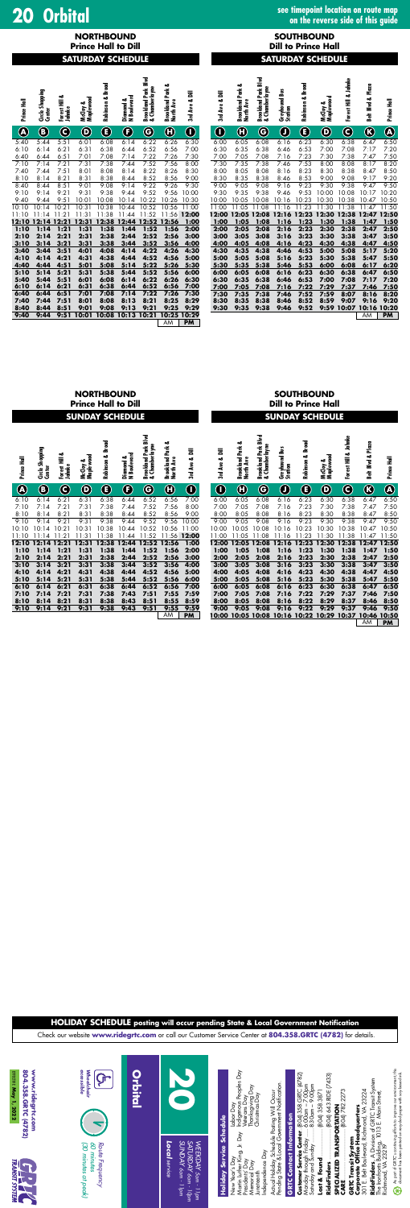# 20 Orbital

**see timepoint location on route map on the reverse side of this guide**

## NORTHBOUND
### Prince Hall to Dill
### SATURDAY SCHEDULE

| Prince Hall | Circle Shopping Center | Forest Hill & Jahnke | McCoy & Maplewood | Robinson & Broad | Diamond & N Boulevard | Brookland Park Blvd & Chamberlayne | Brookland Park & North Ave | 3rd Ave & Dill |
|---|---|---|---|---|---|---|---|---|
| A | B | C | D | E | F | G | H | I |
| 5:40 | 5:44 | 5:51 | 6:01 | 6:08 | 6:14 | 6:22 | 6:26 | 6:30 |
| 6:10 | 6:14 | 6:21 | 6:31 | 6:38 | 6:44 | 6:52 | 6:56 | 7:00 |
| 6:40 | 6:44 | 6:51 | 7:01 | 7:08 | 7:14 | 7:22 | 7:26 | 7:30 |
| 7:10 | 7:14 | 7:21 | 7:31 | 7:38 | 7:44 | 7:52 | 7:56 | 8:00 |
| 7:40 | 7:44 | 7:51 | 8:01 | 8:08 | 8:14 | 8:22 | 8:26 | 8:30 |
| 8:10 | 8:14 | 8:21 | 8:31 | 8:38 | 8:44 | 8:52 | 8:56 | 9:00 |
| 8:40 | 8:44 | 8:51 | 9:01 | 9:08 | 9:14 | 9:22 | 9:26 | 9:30 |
| 9:10 | 9:14 | 9:21 | 9:31 | 9:38 | 9:44 | 9:52 | 9:56 | 10:00 |
| 9:40 | 9:44 | 9:51 | 10:01 | 10:08 | 10:14 | 10:22 | 10:26 | 10:30 |
| 10:10 | 10:14 | 10:21 | 10:31 | 10:38 | 10:44 | 10:52 | 10:56 | 11:00 |
| 11:10 | 11:14 | 11:21 | 11:31 | 11:38 | 11:44 | 11:52 | 11:56 | **12:00** |
| **12:10** | **12:14** | **12:21** | **12:31** | **12:38** | **12:44** | **12:52** | **12:56** | **1:00** |
| **1:10** | **1:14** | **1:21** | **1:31** | **1:38** | **1:44** | **1:52** | **1:56** | **2:00** |
| **2:10** | **2:14** | **2:21** | **2:31** | **2:38** | **2:44** | **2:52** | **2:56** | **3:00** |
| **3:10** | **3:14** | **3:21** | **3:31** | **3:38** | **3:44** | **3:52** | **3:56** | **4:00** |
| **3:40** | **3:44** | **3:51** | **4:01** | **4:08** | **4:14** | **4:22** | **4:26** | **4:30** |
| **4:10** | **4:14** | **4:21** | **4:31** | **4:38** | **4:44** | **4:52** | **4:56** | **5:00** |
| **4:40** | **4:44** | **4:51** | **5:01** | **5:08** | **5:14** | **5:22** | **5:26** | **5:30** |
| **5:10** | **5:14** | **5:21** | **5:31** | **5:38** | **5:44** | **5:52** | **5:56** | **6:00** |
| **5:40** | **5:44** | **5:51** | **6:01** | **6:08** | **6:14** | **6:22** | **6:26** | **6:30** |
| **6:10** | **6:14** | **6:21** | **6:31** | **6:38** | **6:44** | **6:52** | **6:56** | **7:00** |
| **6:40** | **6:44** | **6:51** | **7:01** | **7:08** | **7:14** | **7:22** | **7:26** | **7:30** |
| **7:10** | **7:14** | **7:21** | **7:31** | **7:38** | **7:43** | **7:51** | **7:55** | **7:59** |
| **7:40** | **7:44** | **7:51** | **8:01** | **8:08** | **8:13** | **8:21** | **8:25** | **8:29** |
| **8:40** | **8:44** | **8:51** | **9:01** | **9:08** | **9:13** | **9:21** | **9:25** | **9:29** |
| **9:40** | **9:44** | **9:51** | **10:01** | **10:08** | **10:13** | **10:21** | **10:25** | **10:29** |
| | | | | | | | AM | **PM** |

## SOUTHBOUND
### Dill to Prince Hall
### SATURDAY SCHEDULE

| 3rd Ave & Dill | Brookland Park & North Ave | Brookland Park Blvd & Chamberlayne | Greyhound Bus Station | Robinson & Broad | McCoy & Maplewood | Forest Hill & Jahnke | Belt Blvd & Plaza | Prince Hall |
|---|---|---|---|---|---|---|---|---|
| I | H | G | J | E | D | C | K | A |
| 6:00 | 6:05 | 6:08 | 6:16 | 6:23 | 6:30 | 6:38 | 6:47 | 6:50 |
| 6:30 | 6:35 | 6:38 | 6:46 | 6:53 | 7:00 | 7:08 | 7:17 | 7:20 |
| 7:00 | 7:05 | 7:08 | 7:16 | 7:23 | 7:30 | 7:38 | 7:47 | 7:50 |
| 7:30 | 7:35 | 7:38 | 7:46 | 7:53 | 8:00 | 8:08 | 8:17 | 8:20 |
| 8:00 | 8:05 | 8:08 | 8:16 | 8:23 | 8:30 | 8:38 | 8:47 | 8:50 |
| 8:30 | 8:35 | 8:38 | 8:46 | 8:53 | 9:00 | 9:08 | 9:17 | 9:20 |
| 9:00 | 9:05 | 9:08 | 9:16 | 9:23 | 9:30 | 9:38 | 9:47 | 9:50 |
| 9:30 | 9:35 | 9:38 | 9:46 | 9:53 | 10:00 | 10:08 | 10:17 | 10:20 |
| 10:00 | 10:05 | 10:08 | 10:16 | 10:23 | 10:30 | 10:38 | 10:47 | 10:50 |
| 11:00 | 11:05 | 11:08 | 11:16 | 11:23 | 11:30 | 11:38 | 11:47 | 11:50 |
| **12:00** | **12:05** | **12:08** | **12:16** | **12:23** | **12:30** | **12:38** | **12:47** | **12:50** |
| **1:00** | **1:05** | **1:08** | **1:16** | **1:23** | **1:30** | **1:38** | **1:47** | **1:50** |
| **2:00** | **2:05** | **2:08** | **2:16** | **2:23** | **2:30** | **2:38** | **2:47** | **2:50** |
| **3:00** | **3:05** | **3:08** | **3:16** | **3:23** | **3:30** | **3:38** | **3:47** | **3:50** |
| **4:00** | **4:05** | **4:08** | **4:16** | **4:23** | **4:30** | **4:38** | **4:47** | **4:50** |
| **4:30** | **4:35** | **4:38** | **4:46** | **4:53** | **5:00** | **5:08** | **5:17** | **5:20** |
| **5:00** | **5:05** | **5:08** | **5:16** | **5:23** | **5:30** | **5:38** | **5:47** | **5:50** |
| **5:30** | **5:35** | **5:38** | **5:46** | **5:53** | **6:00** | **6:08** | **6:17** | **6:20** |
| **6:00** | **6:05** | **6:08** | **6:16** | **6:23** | **6:30** | **6:38** | **6:47** | **6:50** |
| **6:30** | **6:35** | **6:38** | **6:46** | **6:53** | **7:00** | **7:08** | **7:17** | **7:20** |
| **7:00** | **7:05** | **7:08** | **7:16** | **7:22** | **7:29** | **7:37** | **7:46** | **7:50** |
| **7:30** | **7:35** | **7:38** | **7:46** | **7:52** | **7:59** | **8:07** | **8:16** | **8:20** |
| **8:30** | **8:35** | **8:38** | **8:46** | **8:52** | **8:59** | **9:07** | **9:16** | **9:20** |
| **9:30** | **9:35** | **9:38** | **9:46** | **9:52** | **9:59** | **10:07** | **10:16** | **10:20** |
| | | | | | | | AM | **PM** |

## NORTHBOUND
### Prince Hall to Dill
### SUNDAY SCHEDULE

| Prince Hall | Circle Shopping Center | Forest Hill & Jahnke | McCoy & Maplewood | Robinson & Broad | Diamond & N Boulevard | Brookland Park Blvd & Chamberlayne | Brookland Park & North Ave | 3rd Ave & Dill |
|---|---|---|---|---|---|---|---|---|
| A | B | C | D | E | F | G | H | I |
| 6:10 | 6:14 | 6:21 | 6:31 | 6:38 | 6:44 | 6:52 | 6:56 | 7:00 |
| 7:10 | 7:14 | 7:21 | 7:31 | 7:38 | 7:44 | 7:52 | 7:56 | 8:00 |
| 8:10 | 8:14 | 8:21 | 8:31 | 8:38 | 8:44 | 8:52 | 8:56 | 9:00 |
| 9:10 | 9:14 | 9:21 | 9:31 | 9:38 | 9:44 | 9:52 | 9:56 | 10:00 |
| 10:10 | 10:14 | 10:21 | 10:31 | 10:38 | 10:44 | 10:52 | 10:56 | 11:00 |
| 11:10 | 11:14 | 11:21 | 11:31 | 11:38 | 11:44 | 11:52 | 11:56 | **12:00** |
| **12:10** | **12:14** | **12:21** | **12:31** | **12:38** | **12:44** | **12:52** | **12:56** | **1:00** |
| **1:10** | **1:14** | **1:21** | **1:31** | **1:38** | **1:44** | **1:52** | **1:56** | **2:00** |
| **2:10** | **2:14** | **2:21** | **2:31** | **2:38** | **2:44** | **2:52** | **2:56** | **3:00** |
| **3:10** | **3:14** | **3:21** | **3:31** | **3:38** | **3:44** | **3:52** | **3:56** | **4:00** |
| **4:10** | **4:14** | **4:21** | **4:31** | **4:38** | **4:44** | **4:52** | **4:56** | **5:00** |
| **5:10** | **5:14** | **5:21** | **5:31** | **5:38** | **5:44** | **5:52** | **5:56** | **6:00** |
| **6:10** | **6:14** | **6:21** | **6:31** | **6:38** | **6:44** | **6:52** | **6:56** | **7:00** |
| **7:10** | **7:14** | **7:21** | **7:31** | **7:38** | **7:43** | **7:51** | **7:55** | **7:59** |
| **8:10** | **8:14** | **8:21** | **8:31** | **8:38** | **8:43** | **8:51** | **8:55** | **8:59** |
| **9:10** | **9:14** | **9:21** | **9:31** | **9:38** | **9:43** | **9:51** | **9:55** | **9:59** |
| | | | | | | | AM | **PM** |

## SOUTHBOUND
### Dill to Prince Hall
### SUNDAY SCHEDULE

| 3rd Ave & Dill | Brookland Park & North Ave | Brookland Park Blvd & Chamberlayne | Greyhound Bus Station | Robinson & Broad | McCoy & Maplewood | Forest Hill & Jahnke | Belt Blvd & Plaza | Prince Hall |
|---|---|---|---|---|---|---|---|---|
| I | H | G | J | E | D | C | K | A |
| 6:00 | 6:05 | 6:08 | 6:16 | 6:23 | 6:30 | 6:38 | 6:47 | 6:50 |
| 7:00 | 7:05 | 7:08 | 7:16 | 7:23 | 7:30 | 7:38 | 7:47 | 7:50 |
| 8:00 | 8:05 | 8:08 | 8:16 | 8:23 | 8:30 | 8:38 | 8:47 | 8:50 |
| 9:00 | 9:05 | 9:08 | 9:16 | 9:23 | 9:30 | 9:38 | 9:47 | 9:50 |
| 10:00 | 10:05 | 10:08 | 10:16 | 10:23 | 10:30 | 10:38 | 10:47 | 10:50 |
| 11:00 | 11:05 | 11:08 | 11:16 | 11:23 | 11:30 | 11:38 | 11:47 | 11:50 |
| **12:00** | **12:05** | **12:08** | **12:16** | **12:23** | **12:30** | **12:38** | **12:47** | **12:50** |
| **1:00** | **1:05** | **1:08** | **1:16** | **1:23** | **1:30** | **1:38** | **1:47** | **1:50** |
| **2:00** | **2:05** | **2:08** | **2:16** | **2:23** | **2:30** | **2:38** | **2:47** | **2:50** |
| **3:00** | **3:05** | **3:08** | **3:16** | **3:23** | **3:30** | **3:38** | **3:47** | **3:50** |
| **4:00** | **4:05** | **4:08** | **4:16** | **4:23** | **4:30** | **4:38** | **4:47** | **4:50** |
| **5:00** | **5:05** | **5:08** | **5:16** | **5:23** | **5:30** | **5:38** | **5:47** | **5:50** |
| **6:00** | **6:05** | **6:08** | **6:16** | **6:23** | **6:30** | **6:38** | **6:47** | **6:50** |
| **7:00** | **7:05** | **7:08** | **7:16** | **7:22** | **7:29** | **7:37** | **7:46** | **7:50** |
| **8:00** | **8:05** | **8:08** | **8:16** | **8:22** | **8:29** | **8:37** | **8:46** | **8:50** |
| **9:00** | **9:05** | **9:08** | **9:16** | **9:22** | **9:29** | **9:37** | **9:46** | **9:50** |
| **10:00** | **10:05** | **10:08** | **10:16** | **10:22** | **10:29** | **10:37** | **10:46** | **10:50** |
| | | | | | | | AM | **PM** |

**HOLIDAY SCHEDULE posting will occur pending State & Local Government Notification**

Check our website **www.ridegrtc.com** or call our Customer Service Center at **804.358.GRTC (4782)** for details.

# 20 Orbital

WEEKDAY 5am - 11pm
SATURDAY 6am - 11pm
SUNDAY 6am - 11pm

**Local** service

Route Frequency: 60 minutes (30 minutes at peak)

Wheelchair accessible

**www.ridegrtc.com**
**804.358.GRTC (4782)**

Effective **May 1, 2022**

GRTC TRANSIT SYSTEM

### Holiday Service Schedule

New Year's Day
Martin Luther King, Jr. Day
Presidents' Day
Memorial Day
Juneteenth Day
Independence Day
Labor Day
Indigenous Peoples Day
Veterans Day
Thanksgiving Day
Christmas Day

Actual Holiday Schedule Posting Will Occur Pending State & Local Government Notification

### GRTC Contact Information

**Customer Service Center** 804.358.GRTC (4782)
Monday through Friday ........ 6:00am – 7:00pm
Saturday and Sunday .......... 8:30am – 5:00pm
**Lost & Found** ........ (804) 358.3871
**RideFinders** ........ (804) 643.RIDE (7433)
**SPECIALIZED TRANSPORTATION CARE** ........ (804) 782.2273

**GRTC Transit System**
**Corporate Office Headquarters**
301 E. Belt Boulevard, Richmond, VA 23224

**RideFinders**, A Division of GRTC Transit System
The Ironfronts Building, 1013 E. Main Street
Richmond, VA 23219

As part of our commitment to the environment, this document has been printed on recycled paper with soy based ink.